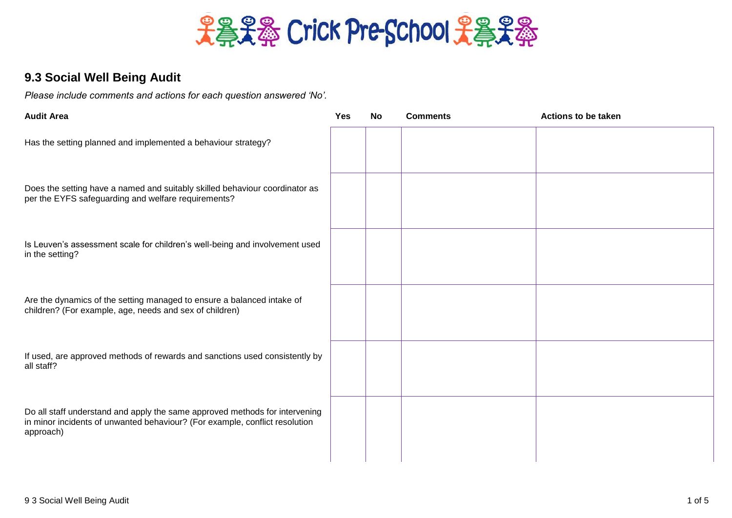# Crick Pre-School

## 9.3 Social Well Being Audit

*Please include comments and actions for each question answered 'No'.*

| Audit Area | Yes | No | Comments | Actions to be taken |
|---|---|---|---|---|
| Has the setting planned and implemented a behaviour strategy? | | | | |
| Does the setting have a named and suitably skilled behaviour coordinator as per the EYFS safeguarding and welfare requirements? | | | | |
| Is Leuven's assessment scale for children's well-being and involvement used in the setting? | | | | |
| Are the dynamics of the setting managed to ensure a balanced intake of children? (For example, age, needs and sex of children) | | | | |
| If used, are approved methods of rewards and sanctions used consistently by all staff? | | | | |
| Do all staff understand and apply the same approved methods for intervening in minor incidents of unwanted behaviour? (For example, conflict resolution approach) | | | | |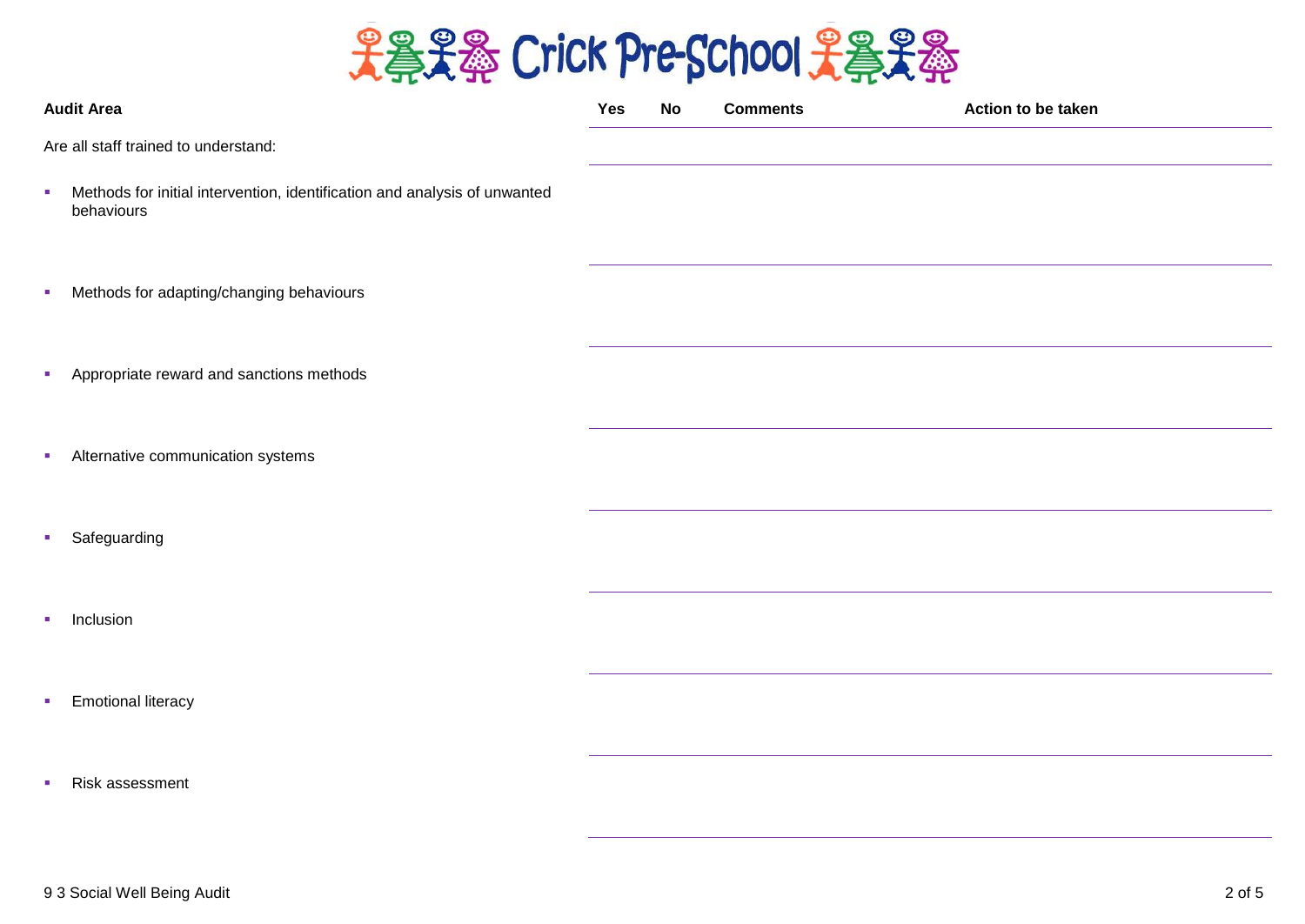# Crick Pre-School

| Audit Area | Yes | No | Comments | Action to be taken |
|---|---|---|---|---|
| Are all staff trained to understand: | | | | |
| ▪ Methods for initial intervention, identification and analysis of unwanted behaviours | | | | |
| ▪ Methods for adapting/changing behaviours | | | | |
| ▪ Appropriate reward and sanctions methods | | | | |
| ▪ Alternative communication systems | | | | |
| ▪ Safeguarding | | | | |
| ▪ Inclusion | | | | |
| ▪ Emotional literacy | | | | |
| ▪ Risk assessment | | | | |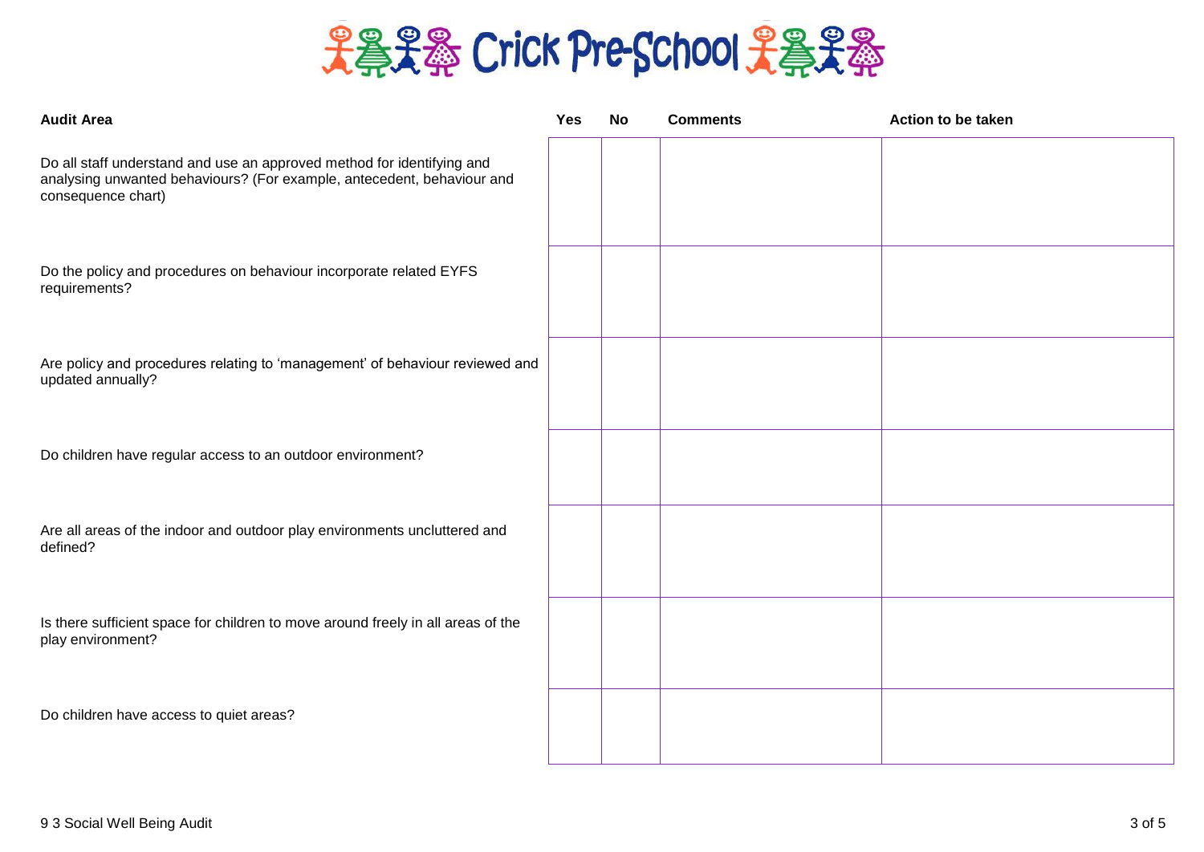# Crick Pre-School

| Audit Area | Yes | No | Comments | Action to be taken |
| --- | --- | --- | --- | --- |
| Do all staff understand and use an approved method for identifying and analysing unwanted behaviours? (For example, antecedent, behaviour and consequence chart) | | | | |
| Do the policy and procedures on behaviour incorporate related EYFS requirements? | | | | |
| Are policy and procedures relating to 'management' of behaviour reviewed and updated annually? | | | | |
| Do children have regular access to an outdoor environment? | | | | |
| Are all areas of the indoor and outdoor play environments uncluttered and defined? | | | | |
| Is there sufficient space for children to move around freely in all areas of the play environment? | | | | |
| Do children have access to quiet areas? | | | | |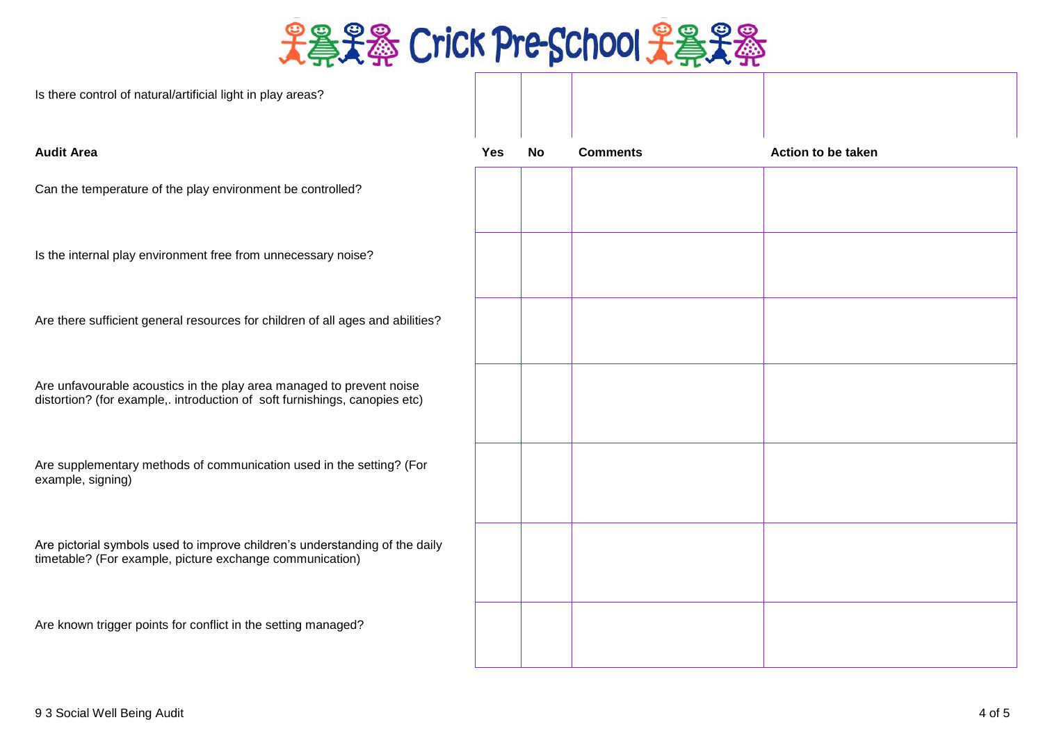# Crick Pre-School

| Is there control of natural/artificial light in play areas? | | | | |
|---|---|---|---|---|
| **Audit Area** | **Yes** | **No** | **Comments** | **Action to be taken** |
| Can the temperature of the play environment be controlled? | | | | |
| Is the internal play environment free from unnecessary noise? | | | | |
| Are there sufficient general resources for children of all ages and abilities? | | | | |
| Are unfavourable acoustics in the play area managed to prevent noise distortion? (for example,. introduction of soft furnishings, canopies etc) | | | | |
| Are supplementary methods of communication used in the setting? (For example, signing) | | | | |
| Are pictorial symbols used to improve children's understanding of the daily timetable? (For example, picture exchange communication) | | | | |
| Are known trigger points for conflict in the setting managed? | | | | |

9 3 Social Well Being Audit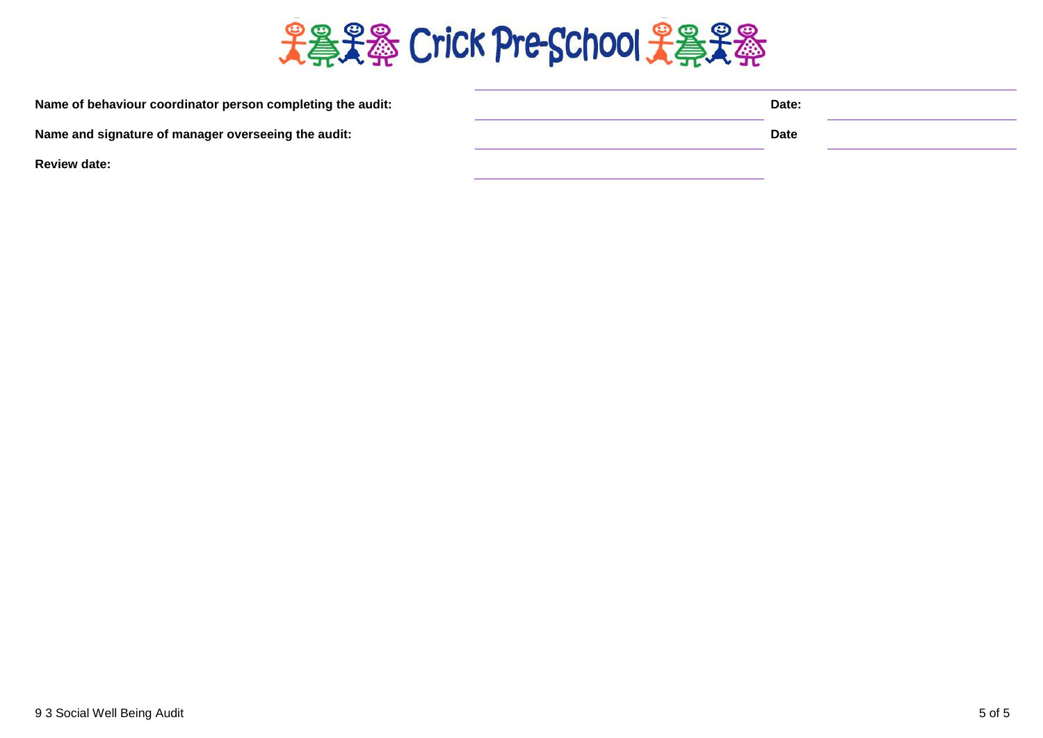# Crick Pre-School

**Name of behaviour coordinator person completing the audit:** ______________________ **Date:** ______________

**Name and signature of manager overseeing the audit:** ______________________ **Date** ______________

**Review date:** ______________________